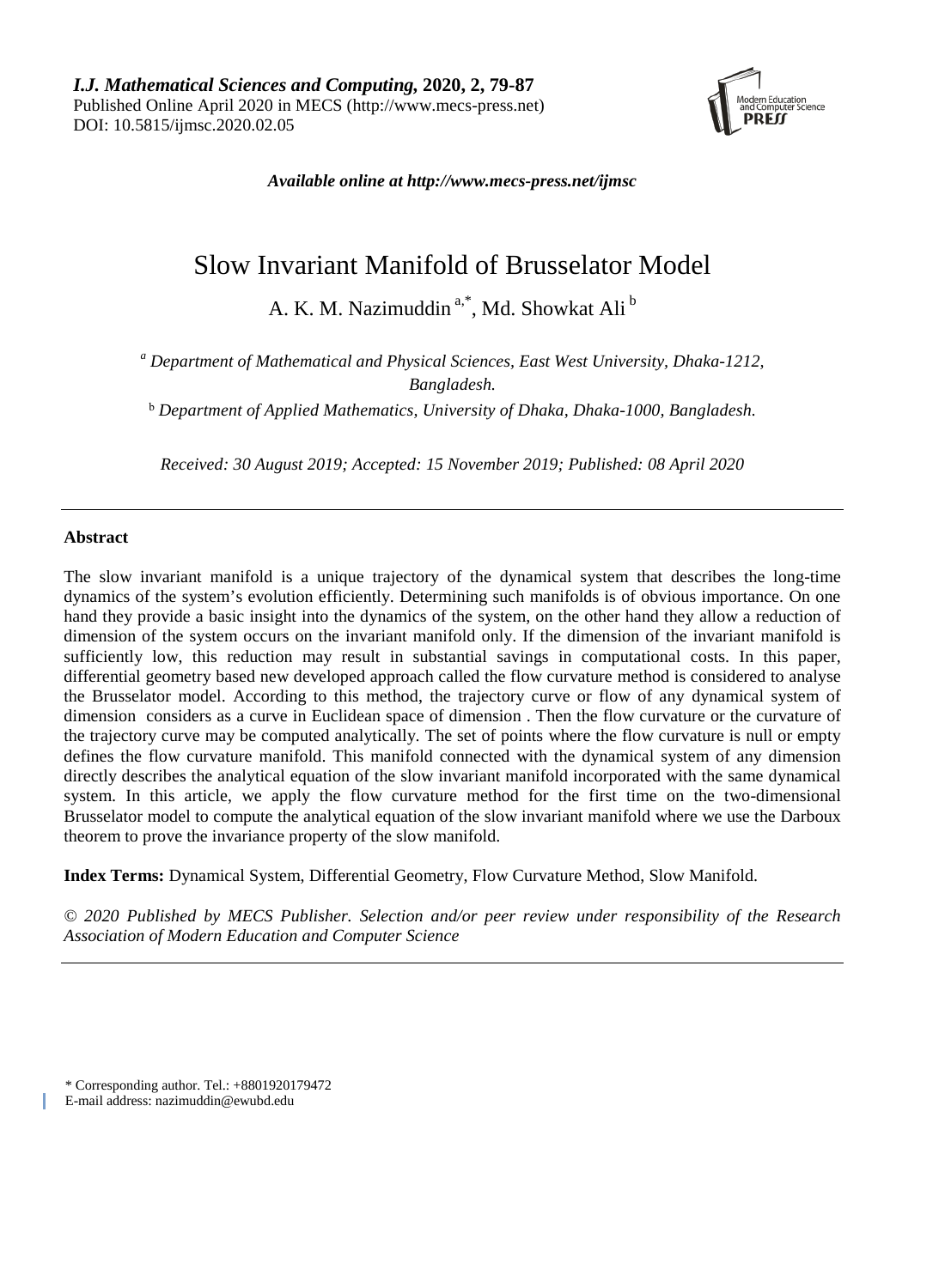*I.J. Mathematical Sciences and Computing,* **2020, 2, 79-87**
Published Online April 2020 in MECS (http://www.mecs-press.net)
DOI: 10.5815/ijmsc.2020.02.05

***Available online at http://www.mecs-press.net/ijmsc***

# Slow Invariant Manifold of Brusselator Model

A. K. M. Nazimuddin [a,*], Md. Showkat Ali [b]

[a] *Department of Mathematical and Physical Sciences, East West University, Dhaka-1212, Bangladesh.*

[b] *Department of Applied Mathematics, University of Dhaka, Dhaka-1000, Bangladesh.*

*Received: 30 August 2019; Accepted: 15 November 2019; Published: 08 April 2020*

---

### Abstract

The slow invariant manifold is a unique trajectory of the dynamical system that describes the long-time dynamics of the system's evolution efficiently. Determining such manifolds is of obvious importance. On one hand they provide a basic insight into the dynamics of the system, on the other hand they allow a reduction of dimension of the system occurs on the invariant manifold only. If the dimension of the invariant manifold is sufficiently low, this reduction may result in substantial savings in computational costs. In this paper, differential geometry based new developed approach called the flow curvature method is considered to analyse the Brusselator model. According to this method, the trajectory curve or flow of any dynamical system of dimension considers as a curve in Euclidean space of dimension . Then the flow curvature or the curvature of the trajectory curve may be computed analytically. The set of points where the flow curvature is null or empty defines the flow curvature manifold. This manifold connected with the dynamical system of any dimension directly describes the analytical equation of the slow invariant manifold incorporated with the same dynamical system. In this article, we apply the flow curvature method for the first time on the two-dimensional Brusselator model to compute the analytical equation of the slow invariant manifold where we use the Darboux theorem to prove the invariance property of the slow manifold.

**Index Terms:** Dynamical System, Differential Geometry, Flow Curvature Method, Slow Manifold.

*© 2020 Published by MECS Publisher. Selection and/or peer review under responsibility of the Research Association of Modern Education and Computer Science*

---

\* Corresponding author. Tel.: +8801920179472
E-mail address: nazimuddin@ewubd.edu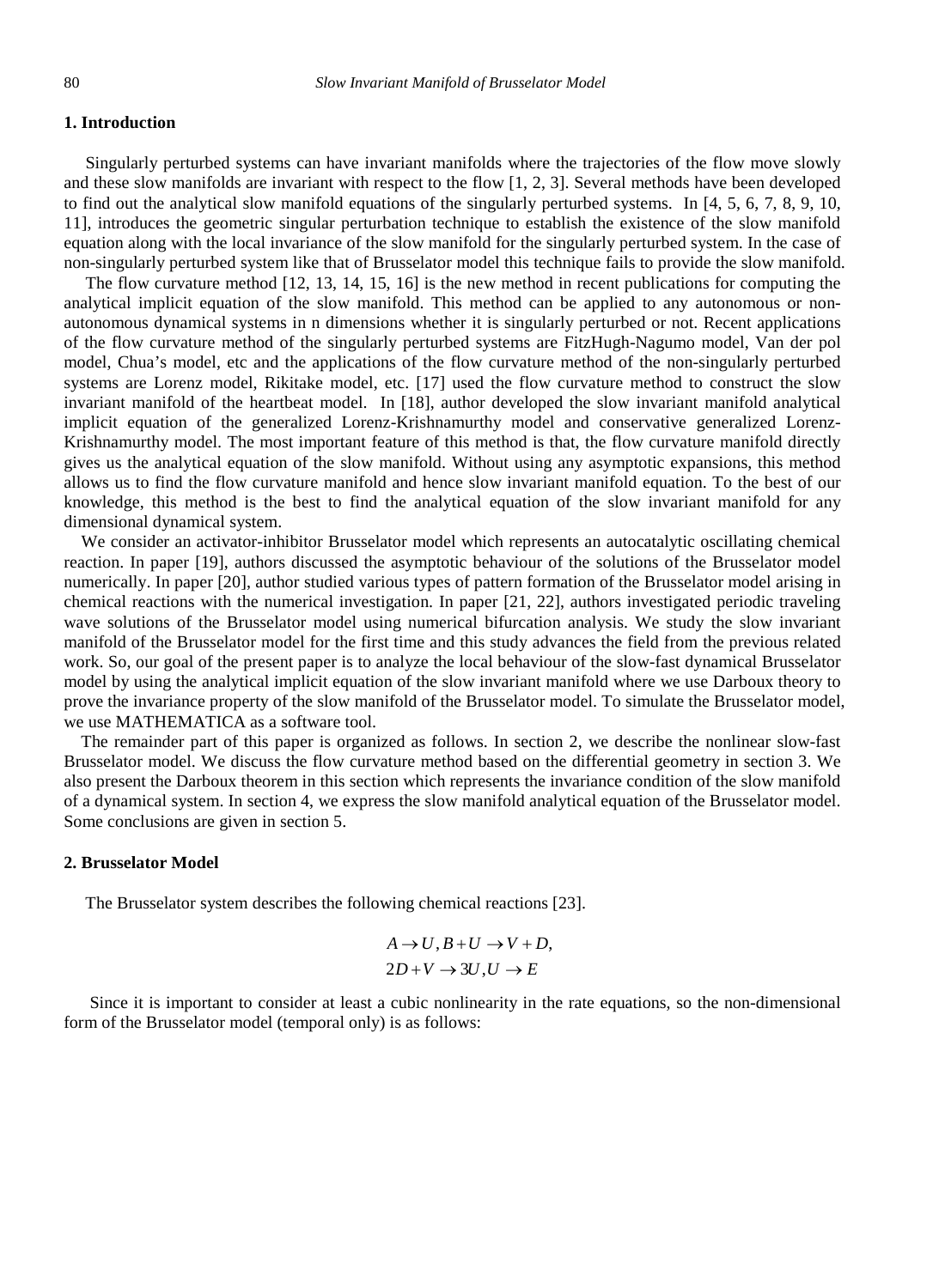## 1. Introduction

Singularly perturbed systems can have invariant manifolds where the trajectories of the flow move slowly and these slow manifolds are invariant with respect to the flow [1, 2, 3]. Several methods have been developed to find out the analytical slow manifold equations of the singularly perturbed systems. In [4, 5, 6, 7, 8, 9, 10, 11], introduces the geometric singular perturbation technique to establish the existence of the slow manifold equation along with the local invariance of the slow manifold for the singularly perturbed system. In the case of non-singularly perturbed system like that of Brusselator model this technique fails to provide the slow manifold.

The flow curvature method [12, 13, 14, 15, 16] is the new method in recent publications for computing the analytical implicit equation of the slow manifold. This method can be applied to any autonomous or non-autonomous dynamical systems in n dimensions whether it is singularly perturbed or not. Recent applications of the flow curvature method of the singularly perturbed systems are FitzHugh-Nagumo model, Van der pol model, Chua's model, etc and the applications of the flow curvature method of the non-singularly perturbed systems are Lorenz model, Rikitake model, etc. [17] used the flow curvature method to construct the slow invariant manifold of the heartbeat model. In [18], author developed the slow invariant manifold analytical implicit equation of the generalized Lorenz-Krishnamurthy model and conservative generalized Lorenz-Krishnamurthy model. The most important feature of this method is that, the flow curvature manifold directly gives us the analytical equation of the slow manifold. Without using any asymptotic expansions, this method allows us to find the flow curvature manifold and hence slow invariant manifold equation. To the best of our knowledge, this method is the best to find the analytical equation of the slow invariant manifold for any dimensional dynamical system.

We consider an activator-inhibitor Brusselator model which represents an autocatalytic oscillating chemical reaction. In paper [19], authors discussed the asymptotic behaviour of the solutions of the Brusselator model numerically. In paper [20], author studied various types of pattern formation of the Brusselator model arising in chemical reactions with the numerical investigation. In paper [21, 22], authors investigated periodic traveling wave solutions of the Brusselator model using numerical bifurcation analysis. We study the slow invariant manifold of the Brusselator model for the first time and this study advances the field from the previous related work. So, our goal of the present paper is to analyze the local behaviour of the slow-fast dynamical Brusselator model by using the analytical implicit equation of the slow invariant manifold where we use Darboux theory to prove the invariance property of the slow manifold of the Brusselator model. To simulate the Brusselator model, we use MATHEMATICA as a software tool.

The remainder part of this paper is organized as follows. In section 2, we describe the nonlinear slow-fast Brusselator model. We discuss the flow curvature method based on the differential geometry in section 3. We also present the Darboux theorem in this section which represents the invariance condition of the slow manifold of a dynamical system. In section 4, we express the slow manifold analytical equation of the Brusselator model. Some conclusions are given in section 5.

## 2. Brusselator Model

The Brusselator system describes the following chemical reactions [23].

$$A \to U, B + U \to V + D,$$
$$2D + V \to 3U, U \to E$$

Since it is important to consider at least a cubic nonlinearity in the rate equations, so the non-dimensional form of the Brusselator model (temporal only) is as follows: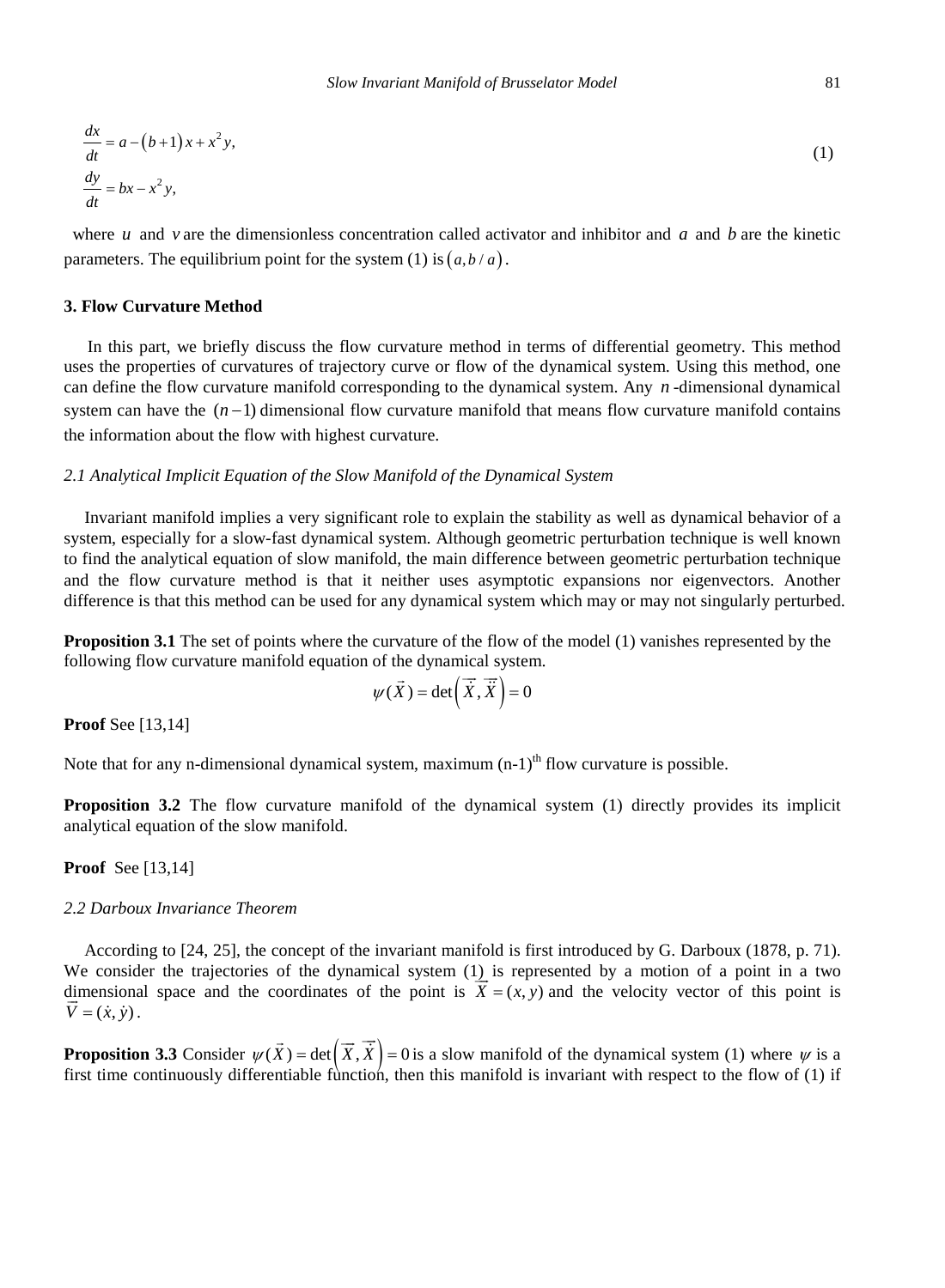$$\frac{dx}{dt} = a - (b+1)x + x^2 y,$$
$$\frac{dy}{dt} = bx - x^2 y, \tag{1}$$

where $u$ and $v$ are the dimensionless concentration called activator and inhibitor and $a$ and $b$ are the kinetic parameters. The equilibrium point for the system (1) is $(a, b/a)$.

### 3. Flow Curvature Method

In this part, we briefly discuss the flow curvature method in terms of differential geometry. This method uses the properties of curvatures of trajectory curve or flow of the dynamical system. Using this method, one can define the flow curvature manifold corresponding to the dynamical system. Any $n$-dimensional dynamical system can have the $(n-1)$ dimensional flow curvature manifold that means flow curvature manifold contains the information about the flow with highest curvature.

#### *2.1 Analytical Implicit Equation of the Slow Manifold of the Dynamical System*

Invariant manifold implies a very significant role to explain the stability as well as dynamical behavior of a system, especially for a slow-fast dynamical system. Although geometric perturbation technique is well known to find the analytical equation of slow manifold, the main difference between geometric perturbation technique and the flow curvature method is that it neither uses asymptotic expansions nor eigenvectors. Another difference is that this method can be used for any dynamical system which may or may not singularly perturbed.

**Proposition 3.1** The set of points where the curvature of the flow of the model (1) vanishes represented by the following flow curvature manifold equation of the dynamical system.

$$\psi(\vec{X}) = \det\left(\dot{\vec{X}}, \ddot{\vec{X}}\right) = 0$$

**Proof** See [13,14]

Note that for any n-dimensional dynamical system, maximum (n-1)[th] flow curvature is possible.

**Proposition 3.2** The flow curvature manifold of the dynamical system (1) directly provides its implicit analytical equation of the slow manifold.

**Proof** See [13,14]

#### *2.2 Darboux Invariance Theorem*

According to [24, 25], the concept of the invariant manifold is first introduced by G. Darboux (1878, p. 71). We consider the trajectories of the dynamical system (1) is represented by a motion of a point in a two dimensional space and the coordinates of the point is $\vec{X} = (x, y)$ and the velocity vector of this point is $\vec{V} = (\dot{x}, \dot{y})$.

**Proposition 3.3** Consider $\psi(\vec{X}) = \det\left(\dot{\vec{X}}, \ddot{\vec{X}}\right) = 0$ is a slow manifold of the dynamical system (1) where $\psi$ is a first time continuously differentiable function, then this manifold is invariant with respect to the flow of (1) if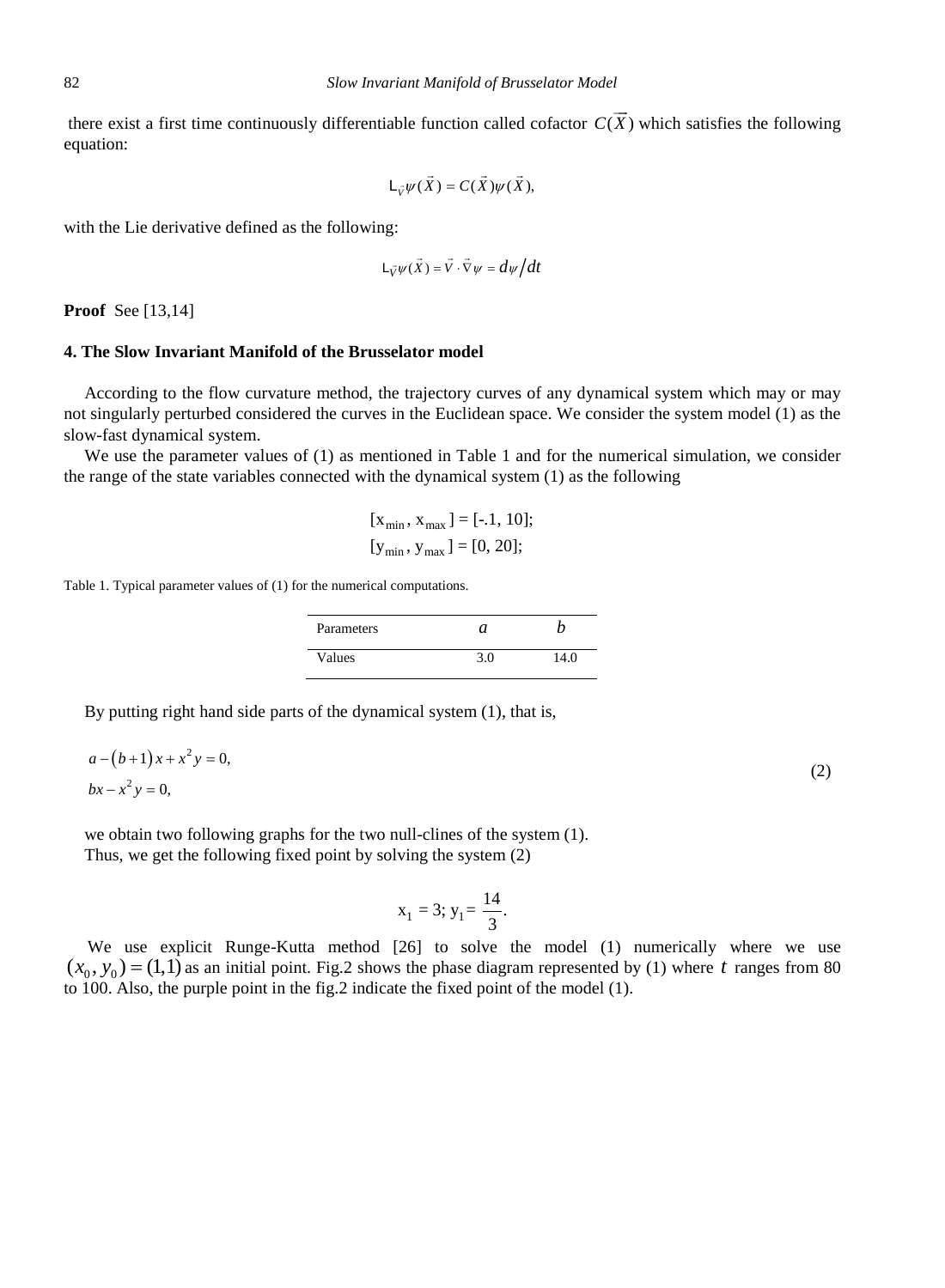there exist a first time continuously differentiable function called cofactor $C(\vec{X})$ which satisfies the following equation:

$$L_{\vec{V}}\psi(\vec{X}) = C(\vec{X})\psi(\vec{X}),$$

with the Lie derivative defined as the following:

$$L_{\vec{V}}\psi(\vec{X}) = \vec{V}\cdot\vec{\nabla}\psi = d\psi/dt$$

**Proof** See [13,14]

#### 4. The Slow Invariant Manifold of the Brusselator model

According to the flow curvature method, the trajectory curves of any dynamical system which may or may not singularly perturbed considered the curves in the Euclidean space. We consider the system model (1) as the slow-fast dynamical system.

We use the parameter values of (1) as mentioned in Table 1 and for the numerical simulation, we consider the range of the state variables connected with the dynamical system (1) as the following

$$[x_{\min}, x_{\max}] = [-.1, 10];$$
$$[y_{\min}, y_{\max}] = [0, 20];$$

Table 1. Typical parameter values of (1) for the numerical computations.

| Parameters | $a$ | $b$ |
|---|---|---|
| Values | 3.0 | 14.0 |

By putting right hand side parts of the dynamical system (1), that is,

$$\begin{aligned} &a-(b+1)x+x^2y=0,\\ &bx-x^2y=0, \end{aligned} \tag{2}$$

we obtain two following graphs for the two null-clines of the system (1).

Thus, we get the following fixed point by solving the system (2)

$$x_1 = 3;\ y_1 = \frac{14}{3}.$$

We use explicit Runge-Kutta method [26] to solve the model (1) numerically where we use $(x_0, y_0) = (1,1)$ as an initial point. Fig.2 shows the phase diagram represented by (1) where $t$ ranges from 80 to 100. Also, the purple point in the fig.2 indicate the fixed point of the model (1).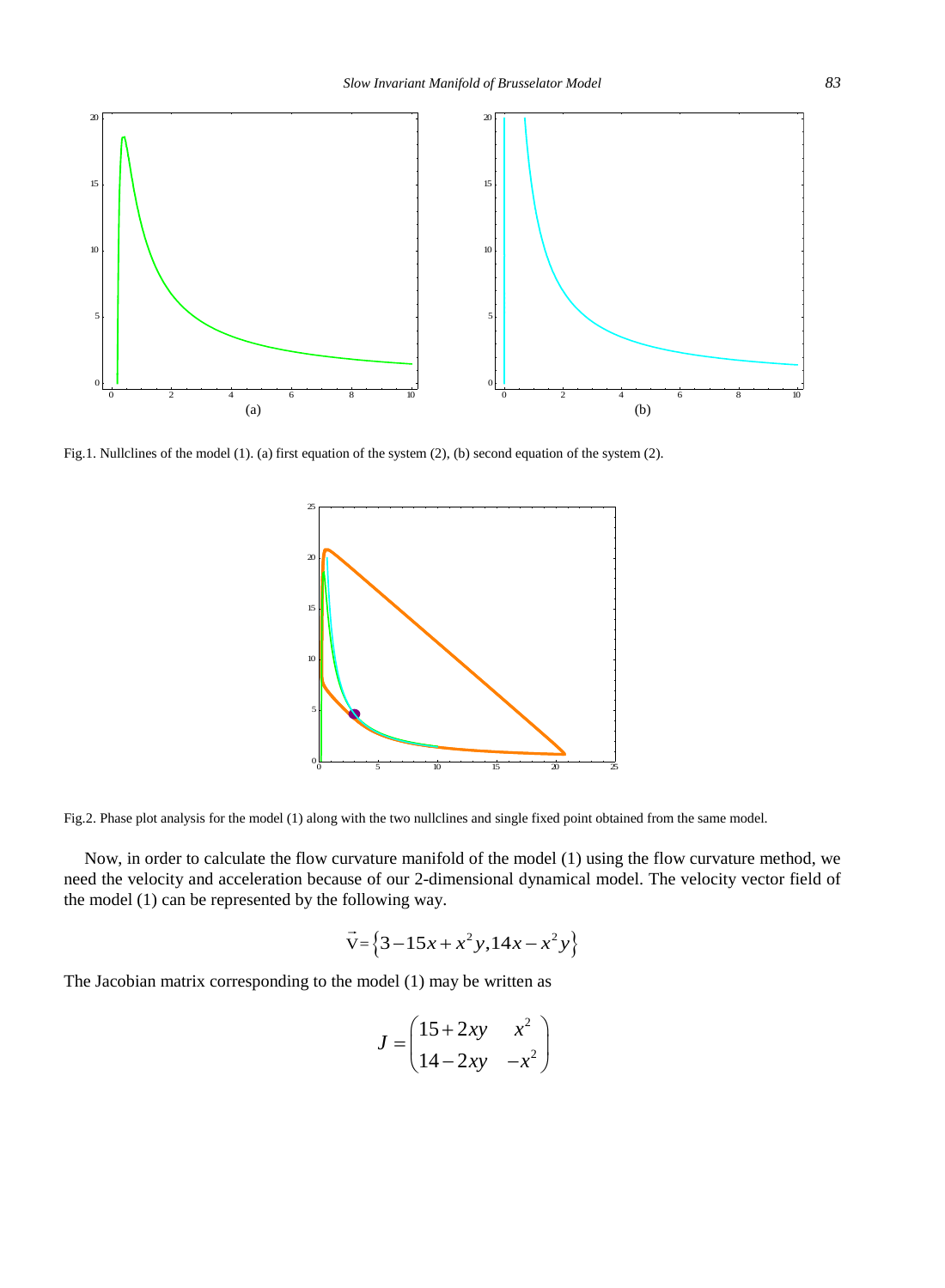(a)

0 2 4 6 8 10

0 5 10 15 20

(b)

0 2 4 6 8 10

0 5 10 15 20

Fig.1. Nullclines of the model (1). (a) first equation of the system (2), (b) second equation of the system (2).

0 5 10 15 20 25

0 5 10 15 20 25

Fig.2. Phase plot analysis for the model (1) along with the two nullclines and single fixed point obtained from the same model.

Now, in order to calculate the flow curvature manifold of the model (1) using the flow curvature method, we need the velocity and acceleration because of our 2-dimensional dynamical model. The velocity vector field of the model (1) can be represented by the following way.

$$\vec{V} = \left\{ 3 - 15x + x^2 y, 14x - x^2 y \right\}$$

The Jacobian matrix corresponding to the model (1) may be written as

$$J = \begin{pmatrix} 15 + 2xy & x^2 \\ 14 - 2xy & -x^2 \end{pmatrix}$$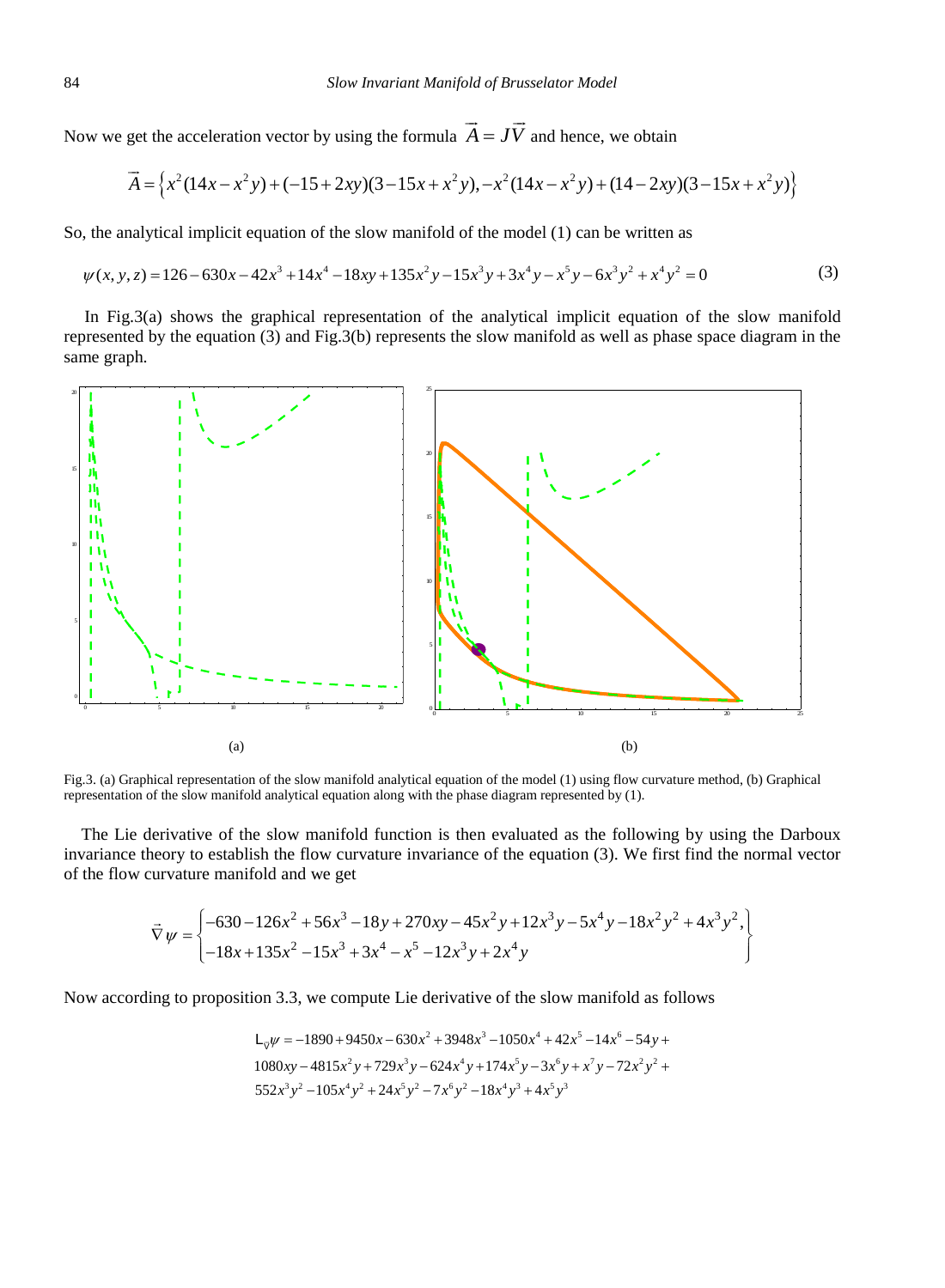Now we get the acceleration vector by using the formula $\vec{A} = J\vec{V}$ and hence, we obtain

$$\vec{A} = \left\{ x^2(14x - x^2 y) + (-15 + 2xy)(3 - 15x + x^2 y), -x^2(14x - x^2 y) + (14 - 2xy)(3 - 15x + x^2 y) \right\}$$

So, the analytical implicit equation of the slow manifold of the model (1) can be written as

$$\psi(x, y, z) = 126 - 630x - 42x^3 + 14x^4 - 18xy + 135x^2 y - 15x^3 y + 3x^4 y - x^5 y - 6x^3 y^2 + x^4 y^2 = 0 \tag{3}$$

In Fig.3(a) shows the graphical representation of the analytical implicit equation of the slow manifold represented by the equation (3) and Fig.3(b) represents the slow manifold as well as phase space diagram in the same graph.

(a)

(b)

Fig.3. (a) Graphical representation of the slow manifold analytical equation of the model (1) using flow curvature method, (b) Graphical representation of the slow manifold analytical equation along with the phase diagram represented by (1).

The Lie derivative of the slow manifold function is then evaluated as the following by using the Darboux invariance theory to establish the flow curvature invariance of the equation (3). We first find the normal vector of the flow curvature manifold and we get

$$\vec{\nabla}\psi = \begin{Bmatrix} -630 - 126x^2 + 56x^3 - 18y + 270xy - 45x^2 y + 12x^3 y - 5x^4 y - 18x^2 y^2 + 4x^3 y^2, \\ -18x + 135x^2 - 15x^3 + 3x^4 - x^5 - 12x^3 y + 2x^4 y \end{Bmatrix}$$

Now according to proposition 3.3, we compute Lie derivative of the slow manifold as follows

$$\begin{aligned} \mathsf{L}_{\vec{V}}\psi = &-1890 + 9450x - 630x^2 + 3948x^3 - 1050x^4 + 42x^5 - 14x^6 - 54y + \\ &1080xy - 4815x^2 y + 729x^3 y - 624x^4 y + 174x^5 y - 3x^6 y + x^7 y - 72x^2 y^2 + \\ &552x^3 y^2 - 105x^4 y^2 + 24x^5 y^2 - 7x^6 y^2 - 18x^4 y^3 + 4x^5 y^3 \end{aligned}$$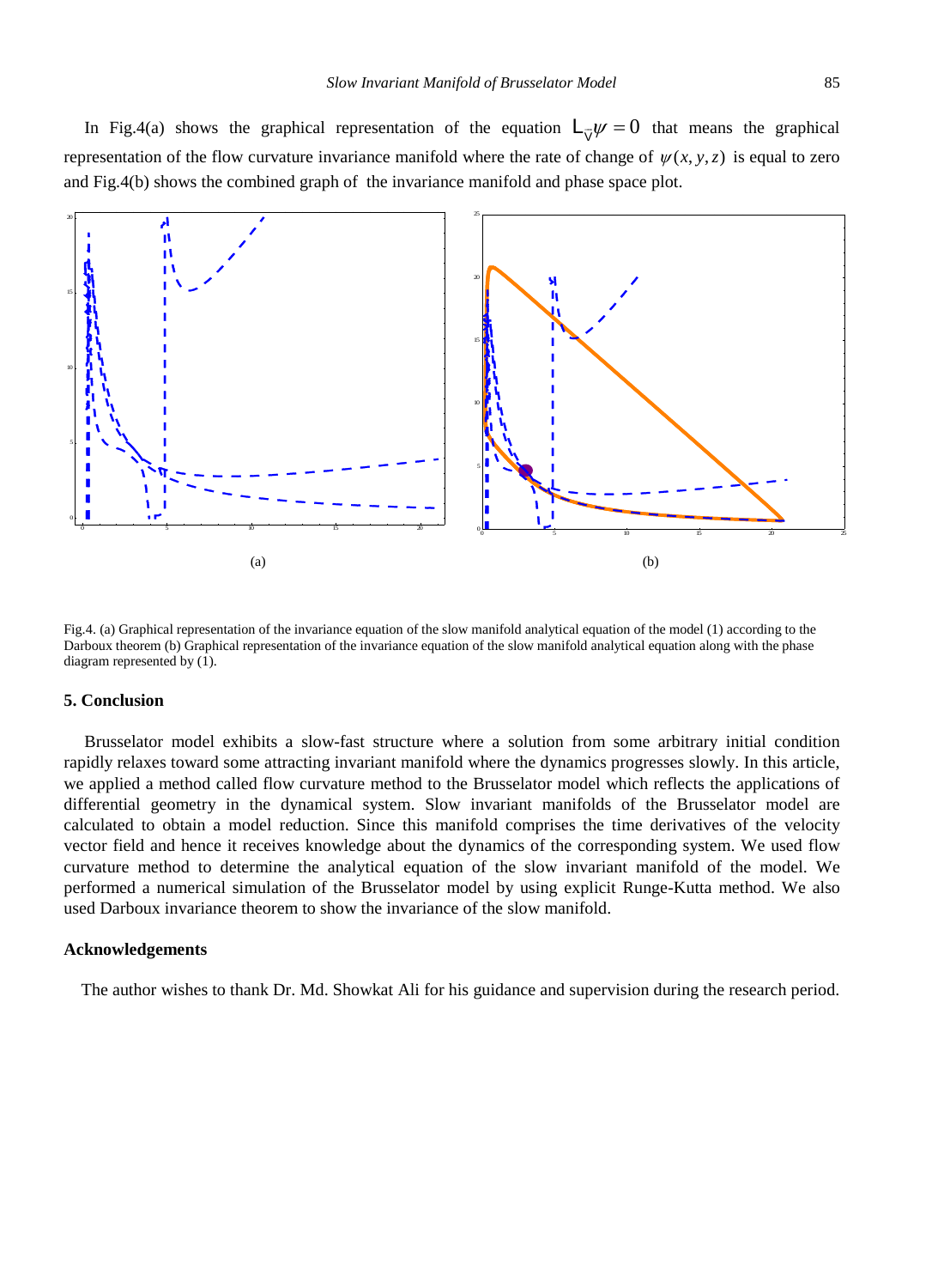In Fig.4(a) shows the graphical representation of the equation $L_{\vec{V}}\psi = 0$ that means the graphical representation of the flow curvature invariance manifold where the rate of change of $\psi(x, y, z)$ is equal to zero and Fig.4(b) shows the combined graph of the invariance manifold and phase space plot.

20
15
10
5
0
0
5
10
15
20

(a)

25
20
15
10
5
0
0
5
10
15
20
25

(b)

Fig.4. (a) Graphical representation of the invariance equation of the slow manifold analytical equation of the model (1) according to the Darboux theorem (b) Graphical representation of the invariance equation of the slow manifold analytical equation along with the phase diagram represented by (1).

## 5. Conclusion

Brusselator model exhibits a slow-fast structure where a solution from some arbitrary initial condition rapidly relaxes toward some attracting invariant manifold where the dynamics progresses slowly. In this article, we applied a method called flow curvature method to the Brusselator model which reflects the applications of differential geometry in the dynamical system. Slow invariant manifolds of the Brusselator model are calculated to obtain a model reduction. Since this manifold comprises the time derivatives of the velocity vector field and hence it receives knowledge about the dynamics of the corresponding system. We used flow curvature method to determine the analytical equation of the slow invariant manifold of the model. We performed a numerical simulation of the Brusselator model by using explicit Runge-Kutta method. We also used Darboux invariance theorem to show the invariance of the slow manifold.

## Acknowledgements

The author wishes to thank Dr. Md. Showkat Ali for his guidance and supervision during the research period.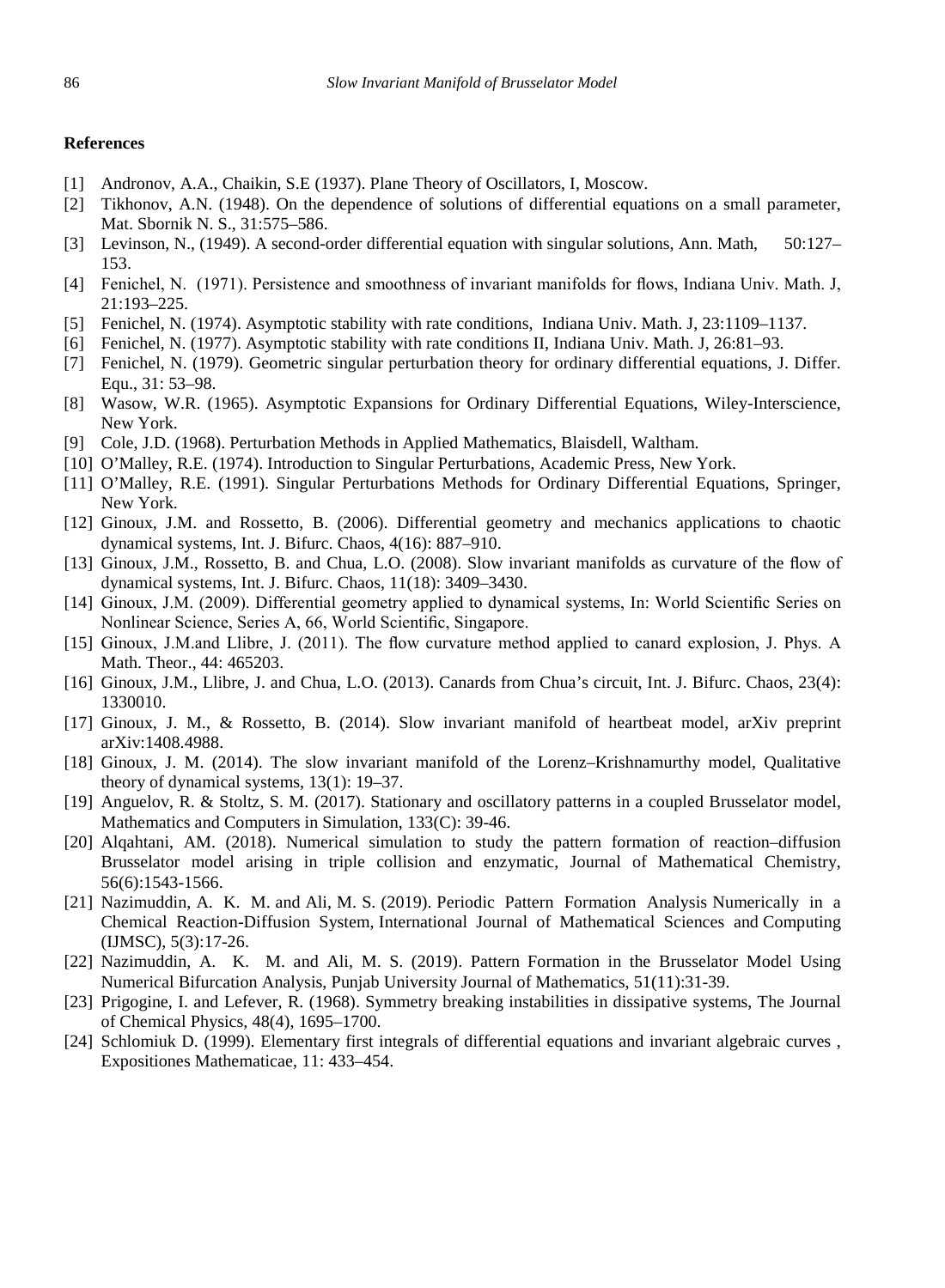### References

[1] Andronov, A.A., Chaikin, S.E (1937). Plane Theory of Oscillators, I, Moscow.

[2] Tikhonov, A.N. (1948). On the dependence of solutions of differential equations on a small parameter, Mat. Sbornik N. S., 31:575–586.

[3] Levinson, N., (1949). A second-order differential equation with singular solutions, Ann. Math, 50:127–153.

[4] Fenichel, N. (1971). Persistence and smoothness of invariant manifolds for flows, Indiana Univ. Math. J, 21:193–225.

[5] Fenichel, N. (1974). Asymptotic stability with rate conditions, Indiana Univ. Math. J, 23:1109–1137.

[6] Fenichel, N. (1977). Asymptotic stability with rate conditions II, Indiana Univ. Math. J, 26:81–93.

[7] Fenichel, N. (1979). Geometric singular perturbation theory for ordinary differential equations, J. Differ. Equ., 31: 53–98.

[8] Wasow, W.R. (1965). Asymptotic Expansions for Ordinary Differential Equations, Wiley-Interscience, New York.

[9] Cole, J.D. (1968). Perturbation Methods in Applied Mathematics, Blaisdell, Waltham.

[10] O'Malley, R.E. (1974). Introduction to Singular Perturbations, Academic Press, New York.

[11] O'Malley, R.E. (1991). Singular Perturbations Methods for Ordinary Differential Equations, Springer, New York.

[12] Ginoux, J.M. and Rossetto, B. (2006). Differential geometry and mechanics applications to chaotic dynamical systems, Int. J. Bifurc. Chaos, 4(16): 887–910.

[13] Ginoux, J.M., Rossetto, B. and Chua, L.O. (2008). Slow invariant manifolds as curvature of the flow of dynamical systems, Int. J. Bifurc. Chaos, 11(18): 3409–3430.

[14] Ginoux, J.M. (2009). Differential geometry applied to dynamical systems, In: World Scientific Series on Nonlinear Science, Series A, 66, World Scientific, Singapore.

[15] Ginoux, J.M.and Llibre, J. (2011). The flow curvature method applied to canard explosion, J. Phys. A Math. Theor., 44: 465203.

[16] Ginoux, J.M., Llibre, J. and Chua, L.O. (2013). Canards from Chua's circuit, Int. J. Bifurc. Chaos, 23(4): 1330010.

[17] Ginoux, J. M., & Rossetto, B. (2014). Slow invariant manifold of heartbeat model, arXiv preprint arXiv:1408.4988.

[18] Ginoux, J. M. (2014). The slow invariant manifold of the Lorenz–Krishnamurthy model, Qualitative theory of dynamical systems, 13(1): 19–37.

[19] Anguelov, R. & Stoltz, S. M. (2017). Stationary and oscillatory patterns in a coupled Brusselator model, Mathematics and Computers in Simulation, 133(C): 39-46.

[20] Alqahtani, AM. (2018). Numerical simulation to study the pattern formation of reaction–diffusion Brusselator model arising in triple collision and enzymatic, Journal of Mathematical Chemistry, 56(6):1543-1566.

[21] Nazimuddin, A. K. M. and Ali, M. S. (2019). Periodic Pattern Formation Analysis Numerically in a Chemical Reaction-Diffusion System, International Journal of Mathematical Sciences and Computing (IJMSC), 5(3):17-26.

[22] Nazimuddin, A. K. M. and Ali, M. S. (2019). Pattern Formation in the Brusselator Model Using Numerical Bifurcation Analysis, Punjab University Journal of Mathematics, 51(11):31-39.

[23] Prigogine, I. and Lefever, R. (1968). Symmetry breaking instabilities in dissipative systems, The Journal of Chemical Physics, 48(4), 1695–1700.

[24] Schlomiuk D. (1999). Elementary first integrals of differential equations and invariant algebraic curves , Expositiones Mathematicae, 11: 433–454.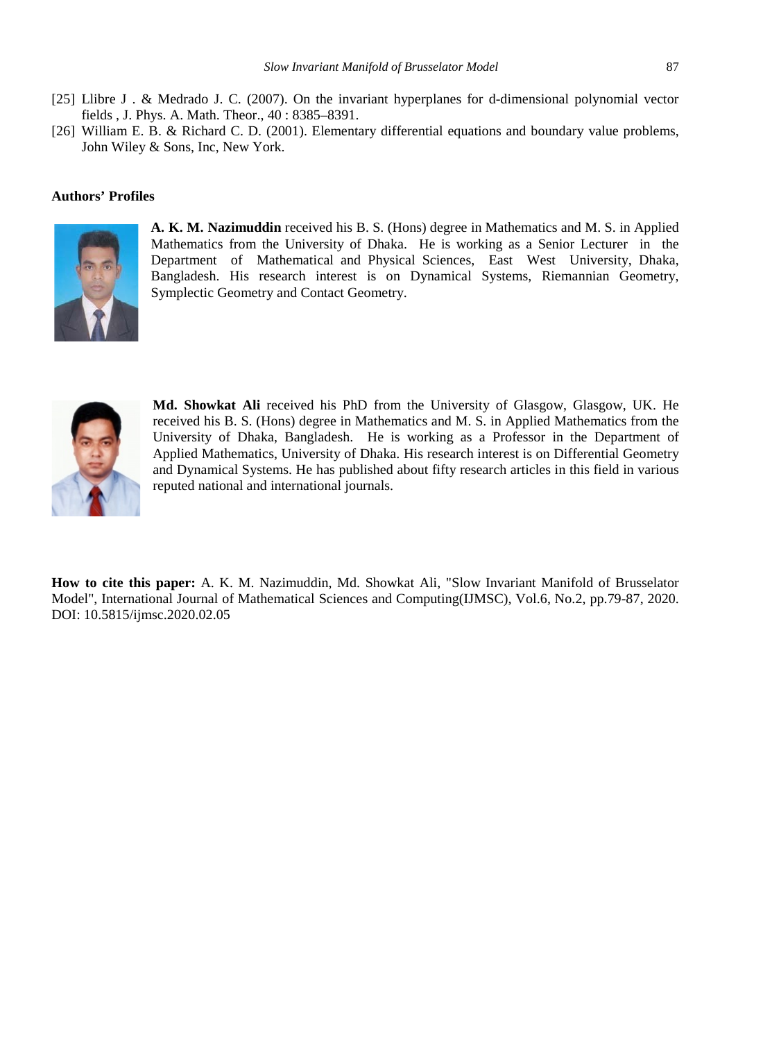[25] Llibre J . & Medrado J. C. (2007). On the invariant hyperplanes for d-dimensional polynomial vector fields , J. Phys. A. Math. Theor., 40 : 8385–8391.

[26] William E. B. & Richard C. D. (2001). Elementary differential equations and boundary value problems, John Wiley & Sons, Inc, New York.

**Authors' Profiles**

**A. K. M. Nazimuddin** received his B. S. (Hons) degree in Mathematics and M. S. in Applied Mathematics from the University of Dhaka. He is working as a Senior Lecturer in the Department of Mathematical and Physical Sciences, East West University, Dhaka, Bangladesh. His research interest is on Dynamical Systems, Riemannian Geometry, Symplectic Geometry and Contact Geometry.

**Md. Showkat Ali** received his PhD from the University of Glasgow, Glasgow, UK. He received his B. S. (Hons) degree in Mathematics and M. S. in Applied Mathematics from the University of Dhaka, Bangladesh. He is working as a Professor in the Department of Applied Mathematics, University of Dhaka. His research interest is on Differential Geometry and Dynamical Systems. He has published about fifty research articles in this field in various reputed national and international journals.

**How to cite this paper:** A. K. M. Nazimuddin, Md. Showkat Ali, "Slow Invariant Manifold of Brusselator Model", International Journal of Mathematical Sciences and Computing(IJMSC), Vol.6, No.2, pp.79-87, 2020. DOI: 10.5815/ijmsc.2020.02.05